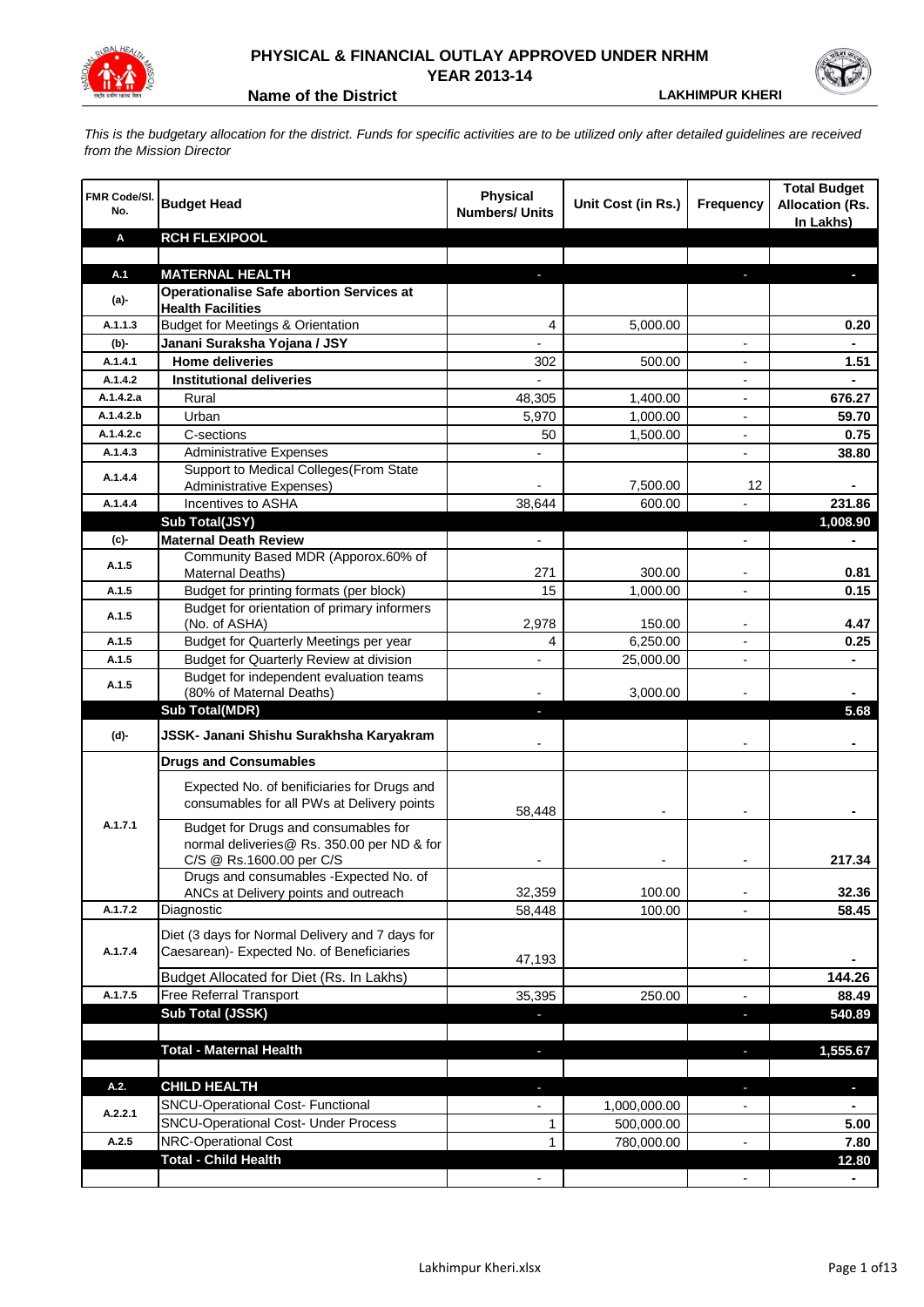# PHYSICAL & FINANCIAL OUTLAY APPROVED UNDER NRHM
## YEAR 2013-14

**Name of the District** **LAKHIMPUR KHERI**

*This is the budgetary allocation for the district. Funds for specific activities are to be utilized only after detailed guidelines are received from the Mission Director*

| FMR Code/Sl. No. | Budget Head | Physical Numbers/ Units | Unit Cost (in Rs.) | Frequency | Total Budget Allocation (Rs. In Lakhs) |
|---|---|---|---|---|---|
| **A** | **RCH FLEXIPOOL** | | | | |
| | | | | | |
| **A.1** | **MATERNAL HEALTH** | - | | - | - |
| **(a)-** | **Operationalise Safe abortion Services at Health Facilities** | | | | |
| A.1.1.3 | Budget for Meetings & Orientation | 4 | 5,000.00 | | 0.20 |
| **(b)-** | **Janani Suraksha Yojana / JSY** | - | | - | - |
| A.1.4.1 | **Home deliveries** | 302 | 500.00 | - | 1.51 |
| A.1.4.2 | **Institutional deliveries** | - | | - | - |
| A.1.4.2.a | Rural | 48,305 | 1,400.00 | - | 676.27 |
| A.1.4.2.b | Urban | 5,970 | 1,000.00 | - | 59.70 |
| A.1.4.2.c | C-sections | 50 | 1,500.00 | - | 0.75 |
| A.1.4.3 | Administrative Expenses | - | | - | 38.80 |
| A.1.4.4 | Support to Medical Colleges(From State Administrative Expenses) | - | 7,500.00 | 12 | - |
| A.1.4.4 | Incentives to ASHA | 38,644 | 600.00 | - | 231.86 |
| | **Sub Total(JSY)** | | | | **1,008.90** |
| **(c)-** | **Maternal Death Review** | - | | - | - |
| A.1.5 | Community Based MDR (Apporox.60% of Maternal Deaths) | 271 | 300.00 | - | 0.81 |
| A.1.5 | Budget for printing formats (per block) | 15 | 1,000.00 | - | 0.15 |
| A.1.5 | Budget for orientation of primary informers (No. of ASHA) | 2,978 | 150.00 | - | 4.47 |
| A.1.5 | Budget for Quarterly Meetings per year | 4 | 6,250.00 | - | 0.25 |
| A.1.5 | Budget for Quarterly Review at division | - | 25,000.00 | - | - |
| A.1.5 | Budget for independent evaluation teams (80% of Maternal Deaths) | - | 3,000.00 | - | - |
| | **Sub Total(MDR)** | - | | | **5.68** |
| **(d)-** | **JSSK- Janani Shishu Surakhsha Karyakram** | - | | - | - |
| | **Drugs and Consumables** | | | | |
| A.1.7.1 | Expected No. of benificiaries for Drugs and consumables for all PWs at Delivery points | 58,448 | - | - | - |
| | Budget for Drugs and consumables for normal deliveries@ Rs. 350.00 per ND & for C/S @ Rs.1600.00 per C/S | - | - | - | 217.34 |
| | Drugs and consumables -Expected No. of ANCs at Delivery points and outreach | 32,359 | 100.00 | - | 32.36 |
| A.1.7.2 | Diagnostic | 58,448 | 100.00 | - | 58.45 |
| A.1.7.4 | Diet (3 days for Normal Delivery and 7 days for Caesarean)- Expected No. of Beneficiaries | 47,193 | | - | - |
| | Budget Allocated for Diet (Rs. In Lakhs) | | | | 144.26 |
| A.1.7.5 | Free Referral Transport | 35,395 | 250.00 | - | 88.49 |
| | **Sub Total (JSSK)** | - | | - | **540.89** |
| | | | | | |
| | **Total - Maternal Health** | - | | - | **1,555.67** |
| | | | | | |
| **A.2.** | **CHILD HEALTH** | - | | - | - |
| A.2.2.1 | SNCU-Operational Cost- Functional | - | 1,000,000.00 | - | - |
| | SNCU-Operational Cost- Under Process | 1 | 500,000.00 | | 5.00 |
| A.2.5 | NRC-Operational Cost | 1 | 780,000.00 | - | 7.80 |
| | **Total - Child Health** | | | | **12.80** |
| | | - | | - | - |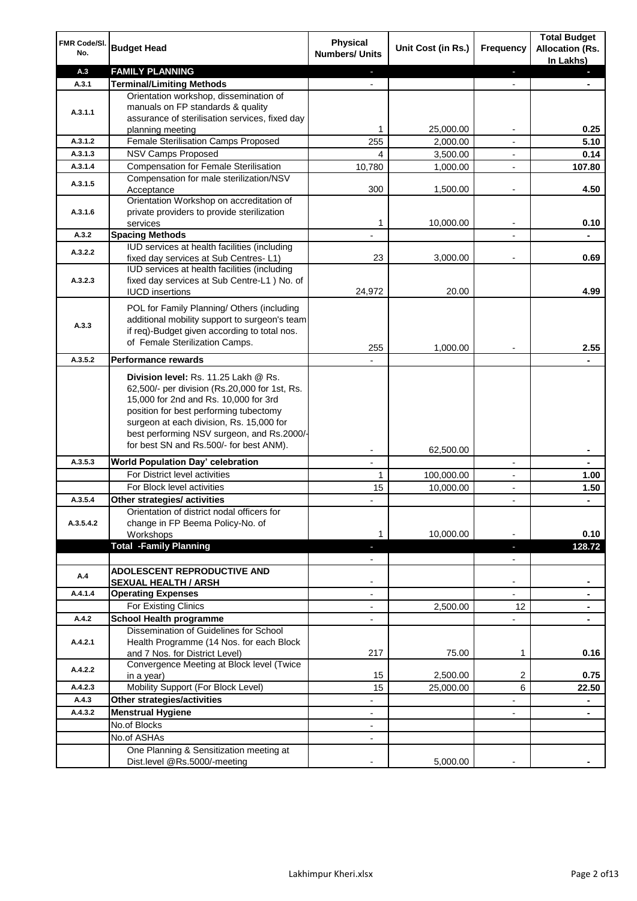| FMR Code/Sl. No. | Budget Head | Physical Numbers/ Units | Unit Cost (in Rs.) | Frequency | Total Budget Allocation (Rs. In Lakhs) |
|---|---|---|---|---|---|
| A.3 | **FAMILY PLANNING** | - | | - | - |
| A.3.1 | **Terminal/Limiting Methods** | - | | - | - |
| A.3.1.1 | Orientation workshop, dissemination of manuals on FP standards & quality assurance of sterilisation services, fixed day planning meeting | 1 | 25,000.00 | - | 0.25 |
| A.3.1.2 | Female Sterilisation Camps Proposed | 255 | 2,000.00 | - | 5.10 |
| A.3.1.3 | NSV Camps Proposed | 4 | 3,500.00 | - | 0.14 |
| A.3.1.4 | Compensation for Female Sterilisation | 10,780 | 1,000.00 | - | 107.80 |
| A.3.1.5 | Compensation for male sterilization/NSV Acceptance | 300 | 1,500.00 | - | 4.50 |
| A.3.1.6 | Orientation Workshop on accreditation of private providers to provide sterilization services | 1 | 10,000.00 | - | 0.10 |
| A.3.2 | **Spacing Methods** | - | | - | - |
| A.3.2.2 | IUD services at health facilities (including fixed day services at Sub Centres- L1) | 23 | 3,000.00 | - | 0.69 |
| A.3.2.3 | IUD services at health facilities (including fixed day services at Sub Centre-L1 ) No. of IUCD insertions | 24,972 | 20.00 | | 4.99 |
| A.3.3 | POL for Family Planning/ Others (including additional mobility support to surgeon's team if req)-Budget given according to total nos. of Female Sterilization Camps. | 255 | 1,000.00 | - | 2.55 |
| A.3.5.2 | **Performance rewards** | - | | | - |
| | **Division level:** Rs. 11.25 Lakh @ Rs. 62,500/- per division (Rs.20,000 for 1st, Rs. 15,000 for 2nd and Rs. 10,000 for 3rd position for best performing tubectomy surgeon at each division, Rs. 15,000 for best performing NSV surgeon, and Rs.2000/- for best SN and Rs.500/- for best ANM). | - | 62,500.00 | | - |
| A.3.5.3 | **World Population Day' celebration** | - | | - | - |
| | For District level activities | 1 | 100,000.00 | - | 1.00 |
| | For Block level activities | 15 | 10,000.00 | - | 1.50 |
| A.3.5.4 | **Other strategies/ activities** | - | | - | - |
| A.3.5.4.2 | Orientation of district nodal officers for change in FP Beema Policy-No. of Workshops | 1 | 10,000.00 | - | 0.10 |
| | **Total -Family Planning** | - | | - | **128.72** |
| | | - | | - | |
| A.4 | **ADOLESCENT REPRODUCTIVE AND SEXUAL HEALTH / ARSH** | - | | - | - |
| A.4.1.4 | **Operating Expenses** | - | | - | - |
| | For Existing Clinics | - | 2,500.00 | 12 | - |
| A.4.2 | **School Health programme** | - | | - | - |
| A.4.2.1 | Dissemination of Guidelines for School Health Programme (14 Nos. for each Block and 7 Nos. for District Level) | 217 | 75.00 | 1 | 0.16 |
| A.4.2.2 | Convergence Meeting at Block level (Twice in a year) | 15 | 2,500.00 | 2 | 0.75 |
| A.4.2.3 | Mobility Support (For Block Level) | 15 | 25,000.00 | 6 | 22.50 |
| A.4.3 | **Other strategies/activities** | - | | - | - |
| A.4.3.2 | **Menstrual Hygiene** | - | | - | - |
| | No.of Blocks | - | | | |
| | No.of ASHAs | - | | | |
| | One Planning & Sensitization meeting at Dist.level @Rs.5000/-meeting | - | 5,000.00 | - | - |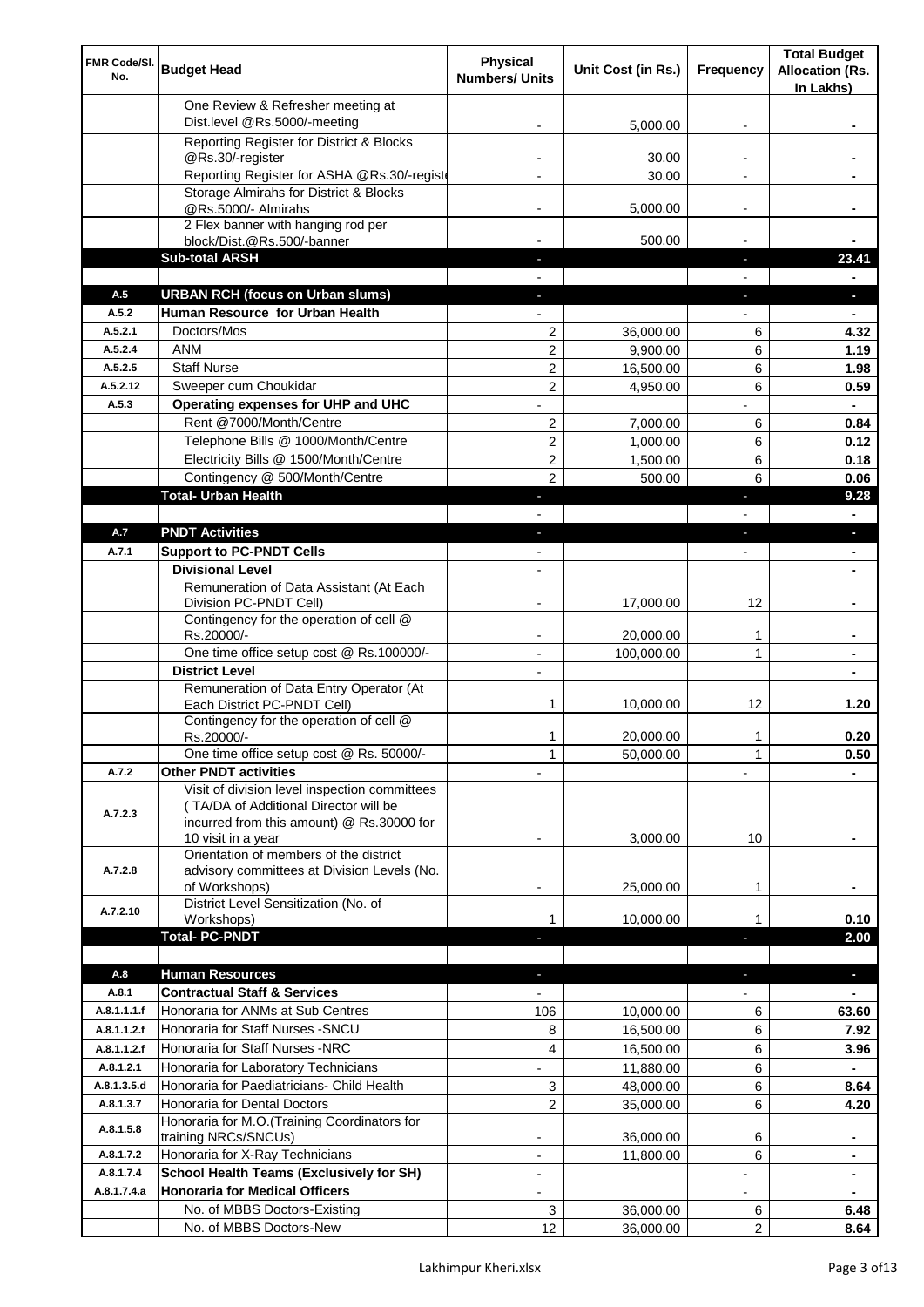| FMR Code/Sl. No. | Budget Head | Physical Numbers/ Units | Unit Cost (in Rs.) | Frequency | Total Budget Allocation (Rs. In Lakhs) |
|---|---|---|---|---|---|
| | One Review & Refresher meeting at Dist.level @Rs.5000/-meeting | - | 5,000.00 | - | - |
| | Reporting Register for District & Blocks @Rs.30/-register | - | 30.00 | - | - |
| | Reporting Register for ASHA @Rs.30/-registe | - | 30.00 | - | - |
| | Storage Almirahs for District & Blocks @Rs.5000/- Almirahs | - | 5,000.00 | - | - |
| | 2 Flex banner with hanging rod per block/Dist.@Rs.500/-banner | - | 500.00 | - | - |
| | **Sub-total ARSH** | - | | - | **23.41** |
| | | - | | - | - |
| A.5 | **URBAN RCH (focus on Urban slums)** | - | | - | - |
| A.5.2 | **Human Resource for Urban Health** | - | | - | - |
| A.5.2.1 | Doctors/Mos | 2 | 36,000.00 | 6 | **4.32** |
| A.5.2.4 | ANM | 2 | 9,900.00 | 6 | **1.19** |
| A.5.2.5 | Staff Nurse | 2 | 16,500.00 | 6 | **1.98** |
| A.5.2.12 | Sweeper cum Choukidar | 2 | 4,950.00 | 6 | **0.59** |
| A.5.3 | **Operating expenses for UHP and UHC** | - | | - | - |
| | Rent @7000/Month/Centre | 2 | 7,000.00 | 6 | **0.84** |
| | Telephone Bills @ 1000/Month/Centre | 2 | 1,000.00 | 6 | **0.12** |
| | Electricity Bills @ 1500/Month/Centre | 2 | 1,500.00 | 6 | **0.18** |
| | Contingency @ 500/Month/Centre | 2 | 500.00 | 6 | **0.06** |
| | **Total- Urban Health** | - | | - | **9.28** |
| | | - | | - | - |
| A.7 | **PNDT Activities** | - | | - | - |
| A.7.1 | **Support to PC-PNDT Cells** | - | | - | - |
| | **Divisional Level** | - | | | - |
| | Remuneration of Data Assistant (At Each Division PC-PNDT Cell) | - | 17,000.00 | 12 | - |
| | Contingency for the operation of cell @ Rs.20000/- | - | 20,000.00 | 1 | - |
| | One time office setup cost @ Rs.100000/- | - | 100,000.00 | 1 | - |
| | **District Level** | - | | | - |
| | Remuneration of Data Entry Operator (At Each District PC-PNDT Cell) | 1 | 10,000.00 | 12 | **1.20** |
| | Contingency for the operation of cell @ Rs.20000/- | 1 | 20,000.00 | 1 | **0.20** |
| | One time office setup cost @ Rs. 50000/- | 1 | 50,000.00 | 1 | **0.50** |
| A.7.2 | **Other PNDT activities** | - | | - | - |
| A.7.2.3 | Visit of division level inspection committees ( TA/DA of Additional Director will be incurred from this amount) @ Rs.30000 for 10 visit in a year | - | 3,000.00 | 10 | - |
| A.7.2.8 | Orientation of members of the district advisory committees at Division Levels (No. of Workshops) | - | 25,000.00 | 1 | - |
| A.7.2.10 | District Level Sensitization (No. of Workshops) | 1 | 10,000.00 | 1 | **0.10** |
| | **Total- PC-PNDT** | - | | - | **2.00** |
| | | | | | |
| A.8 | **Human Resources** | - | | - | - |
| A.8.1 | **Contractual Staff & Services** | - | | - | - |
| A.8.1.1.1.f | Honoraria for ANMs at Sub Centres | 106 | 10,000.00 | 6 | **63.60** |
| A.8.1.1.2.f | Honoraria for Staff Nurses -SNCU | 8 | 16,500.00 | 6 | **7.92** |
| A.8.1.1.2.f | Honoraria for Staff Nurses -NRC | 4 | 16,500.00 | 6 | **3.96** |
| A.8.1.2.1 | Honoraria for Laboratory Technicians | - | 11,880.00 | 6 | - |
| A.8.1.3.5.d | Honoraria for Paediatricians- Child Health | 3 | 48,000.00 | 6 | **8.64** |
| A.8.1.3.7 | Honoraria for Dental Doctors | 2 | 35,000.00 | 6 | **4.20** |
| A.8.1.5.8 | Honoraria for M.O.(Training Coordinators for training NRCs/SNCUs) | - | 36,000.00 | 6 | - |
| A.8.1.7.2 | Honoraria for X-Ray Technicians | - | 11,800.00 | 6 | - |
| A.8.1.7.4 | **School Health Teams (Exclusively for SH)** | - | | - | - |
| A.8.1.7.4.a | **Honoraria for Medical Officers** | - | | - | - |
| | No. of MBBS Doctors-Existing | 3 | 36,000.00 | 6 | **6.48** |
| | No. of MBBS Doctors-New | 12 | 36,000.00 | 2 | **8.64** |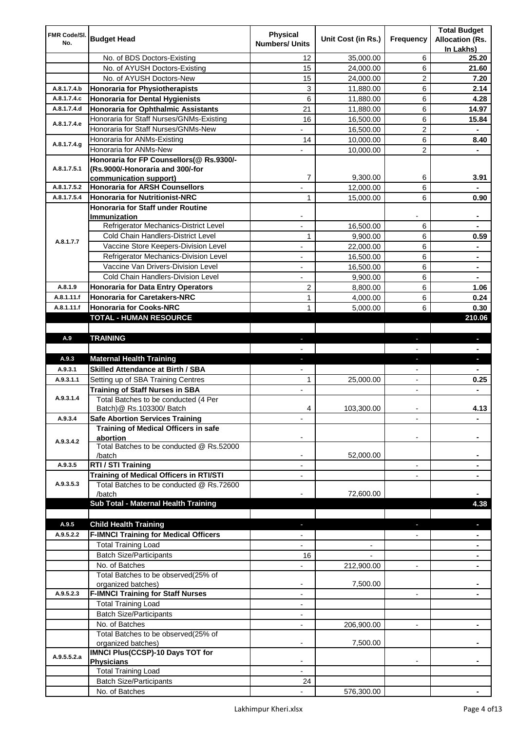| FMR Code/Sl. No. | Budget Head | Physical Numbers/ Units | Unit Cost (in Rs.) | Frequency | Total Budget Allocation (Rs. In Lakhs) |
|---|---|---|---|---|---|
| | No. of BDS Doctors-Existing | 12 | 35,000.00 | 6 | **25.20** |
| | No. of AYUSH Doctors-Existing | 15 | 24,000.00 | 6 | **21.60** |
| | No. of AYUSH Doctors-New | 15 | 24,000.00 | 2 | **7.20** |
| A.8.1.7.4.b | **Honoraria for Physiotherapists** | 3 | 11,880.00 | 6 | **2.14** |
| A.8.1.7.4.c | **Honoraria for Dental Hygienists** | 6 | 11,880.00 | 6 | **4.28** |
| A.8.1.7.4.d | **Honoraria for Ophthalmic Assistants** | 21 | 11,880.00 | 6 | **14.97** |
| A.8.1.7.4.e | Honoraria for Staff Nurses/GNMs-Existing | 16 | 16,500.00 | 6 | **15.84** |
| | Honoraria for Staff Nurses/GNMs-New | - | 16,500.00 | 2 | **-** |
| A.8.1.7.4.g | Honoraria for ANMs-Existing | 14 | 10,000.00 | 6 | **8.40** |
| | Honoraria for ANMs-New | - | 10,000.00 | 2 | **-** |
| A.8.1.7.5.1 | **Honoraria for FP Counsellors(@ Rs.9300/- (Rs.9000/-Honoraria and 300/-for communication support)** | 7 | 9,300.00 | 6 | **3.91** |
| A.8.1.7.5.2 | **Honoraria for ARSH Counsellors** | - | 12,000.00 | 6 | **-** |
| A.8.1.7.5.4 | **Honoraria for Nutritionist-NRC** | 1 | 15,000.00 | 6 | **0.90** |
| A.8.1.7.7 | **Honoraria for Staff under Routine Immunization** | - | | - | **-** |
| | Refrigerator Mechanics-District Level | - | 16,500.00 | 6 | **-** |
| | Cold Chain Handlers-District Level | 1 | 9,900.00 | 6 | **0.59** |
| | Vaccine Store Keepers-Division Level | - | 22,000.00 | 6 | **-** |
| | Refrigerator Mechanics-Division Level | - | 16,500.00 | 6 | **-** |
| | Vaccine Van Drivers-Division Level | - | 16,500.00 | 6 | **-** |
| | Cold Chain Handlers-Division Level | - | 9,900.00 | 6 | **-** |
| A.8.1.9 | **Honoraria for Data Entry Operators** | 2 | 8,800.00 | 6 | **1.06** |
| A.8.1.11.f | **Honoraria for Caretakers-NRC** | 1 | 4,000.00 | 6 | **0.24** |
| A.8.1.11.f | **Honoraria for Cooks-NRC** | 1 | 5,000.00 | 6 | **0.30** |
| | **TOTAL - HUMAN RESOURCE** | | | | **210.06** |
| | | | | | |
| A.9 | **TRAINING** | - | | - | **-** |
| | | - | | - | **-** |
| A.9.3 | **Maternal Health Training** | - | | - | **-** |
| A.9.3.1 | **Skilled Attendance at Birth / SBA** | - | | - | **-** |
| A.9.3.1.1 | Setting up of SBA Training Centres | 1 | 25,000.00 | - | **0.25** |
| A.9.3.1.4 | **Training of Staff Nurses in SBA** | - | | - | **-** |
| | Total Batches to be conducted (4 Per Batch)@ Rs.103300/ Batch | 4 | 103,300.00 | - | **4.13** |
| A.9.3.4 | **Safe Abortion Services Training** | - | | - | **-** |
| A.9.3.4.2 | **Training of Medical Officers in safe abortion** | - | | - | **-** |
| | Total Batches to be conducted @ Rs.52000 /batch | - | 52,000.00 | | **-** |
| A.9.3.5 | **RTI / STI Training** | - | | - | **-** |
| A.9.3.5.3 | **Training of Medical Officers in RTI/STI** | - | | - | **-** |
| | Total Batches to be conducted @ Rs.72600 /batch | - | 72,600.00 | | **-** |
| | **Sub Total - Maternal Health Training** | | | | **4.38** |
| | | | | | |
| A.9.5 | **Child Health Training** | - | | - | **-** |
| A.9.5.2.2 | **F-IMNCI Training for Medical Officers** | - | | - | **-** |
| | Total Training Load | - | - | | **-** |
| | Batch Size/Participants | 16 | - | | **-** |
| | No. of Batches | - | 212,900.00 | - | **-** |
| | Total Batches to be observed(25% of organized batches) | - | 7,500.00 | | **-** |
| A.9.5.2.3 | **F-IMNCI Training for Staff Nurses** | - | | - | **-** |
| | Total Training Load | - | | | |
| | Batch Size/Participants | - | | | |
| | No. of Batches | - | 206,900.00 | - | **-** |
| | Total Batches to be observed(25% of organized batches) | - | 7,500.00 | | **-** |
| A.9.5.5.2.a | **IMNCI Plus(CCSP)-10 Days TOT for Physicians** | - | | - | **-** |
| | Total Training Load | - | | | |
| | Batch Size/Participants | 24 | | | |
| | No. of Batches | - | 576,300.00 | | **-** |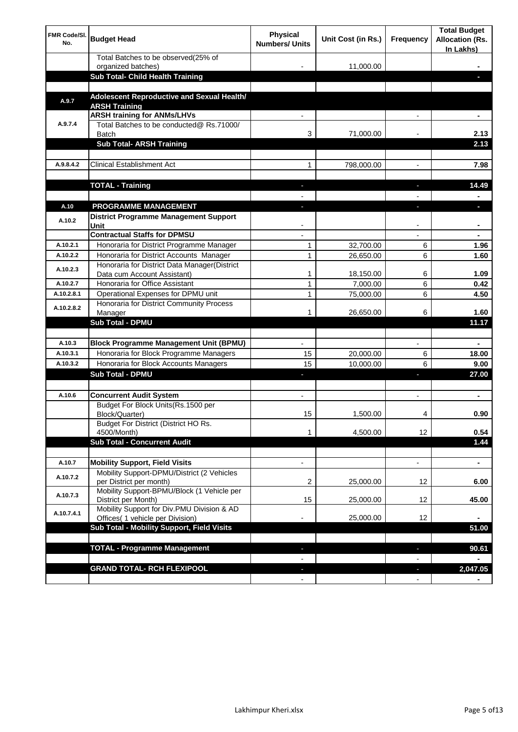| FMR Code/Sl. No. | Budget Head | Physical Numbers/ Units | Unit Cost (in Rs.) | Frequency | Total Budget Allocation (Rs. In Lakhs) |
|---|---|---|---|---|---|
| | Total Batches to be observed(25% of organized batches) | - | 11,000.00 | | - |
| | **Sub Total- Child Health Training** | | | | - |
| | | | | | |
| A.9.7 | **Adolescent Reproductive and Sexual Health/ ARSH Training** | | | | |
| A.9.7.4 | **ARSH training for ANMs/LHVs** | - | | - | - |
| | Total Batches to be conducted@ Rs.71000/ Batch | 3 | 71,000.00 | - | 2.13 |
| | **Sub Total- ARSH Training** | | | | **2.13** |
| | | | | | |
| A.9.8.4.2 | Clinical Establishment Act | 1 | 798,000.00 | - | **7.98** |
| | | | | | |
| | **TOTAL - Training** | - | | - | **14.49** |
| | | - | | - | - |
| A.10 | **PROGRAMME MANAGEMENT** | - | | - | - |
| A.10.2 | **District Programme Management Support Unit** | - | | - | - |
| | **Contractual Staffs for DPMSU** | - | | - | - |
| A.10.2.1 | Honoraria for District Programme Manager | 1 | 32,700.00 | 6 | **1.96** |
| A.10.2.2 | Honoraria for District Accounts Manager | 1 | 26,650.00 | 6 | **1.60** |
| A.10.2.3 | Honoraria for District Data Manager(District Data cum Account Assistant) | 1 | 18,150.00 | 6 | **1.09** |
| A.10.2.7 | Honoraria for Office Assistant | 1 | 7,000.00 | 6 | **0.42** |
| A.10.2.8.1 | Operational Expenses for DPMU unit | 1 | 75,000.00 | 6 | **4.50** |
| A.10.2.8.2 | Honoraria for District Community Process Manager | 1 | 26,650.00 | 6 | **1.60** |
| | **Sub Total - DPMU** | | | | **11.17** |
| | | | | | |
| A.10.3 | **Block Programme Management Unit (BPMU)** | - | | - | - |
| A.10.3.1 | Honoraria for Block Programme Managers | 15 | 20,000.00 | 6 | **18.00** |
| A.10.3.2 | Honoraria for Block Accounts Managers | 15 | 10,000.00 | 6 | **9.00** |
| | **Sub Total - DPMU** | - | | - | **27.00** |
| | | | | | |
| A.10.6 | **Concurrent Audit System** | - | | - | - |
| | Budget For Block Units(Rs.1500 per Block/Quarter) | 15 | 1,500.00 | 4 | **0.90** |
| | Budget For District (District HO Rs. 4500/Month) | 1 | 4,500.00 | 12 | **0.54** |
| | **Sub Total - Concurrent Audit** | | | | **1.44** |
| | | | | | |
| A.10.7 | **Mobility Support, Field Visits** | - | | - | - |
| A.10.7.2 | Mobility Support-DPMU/District (2 Vehicles per District per month) | 2 | 25,000.00 | 12 | **6.00** |
| A.10.7.3 | Mobility Support-BPMU/Block (1 Vehicle per District per Month) | 15 | 25,000.00 | 12 | **45.00** |
| A.10.7.4.1 | Mobility Support for Div.PMU Division & AD Offices( 1 vehicle per Division) | - | 25,000.00 | 12 | - |
| | **Sub Total - Mobility Support, Field Visits** | | | | **51.00** |
| | | | | | |
| | **TOTAL - Programme Management** | - | | - | **90.61** |
| | | - | | - | - |
| | **GRAND TOTAL- RCH FLEXIPOOL** | - | | - | **2,047.05** |
| | | - | | - | - |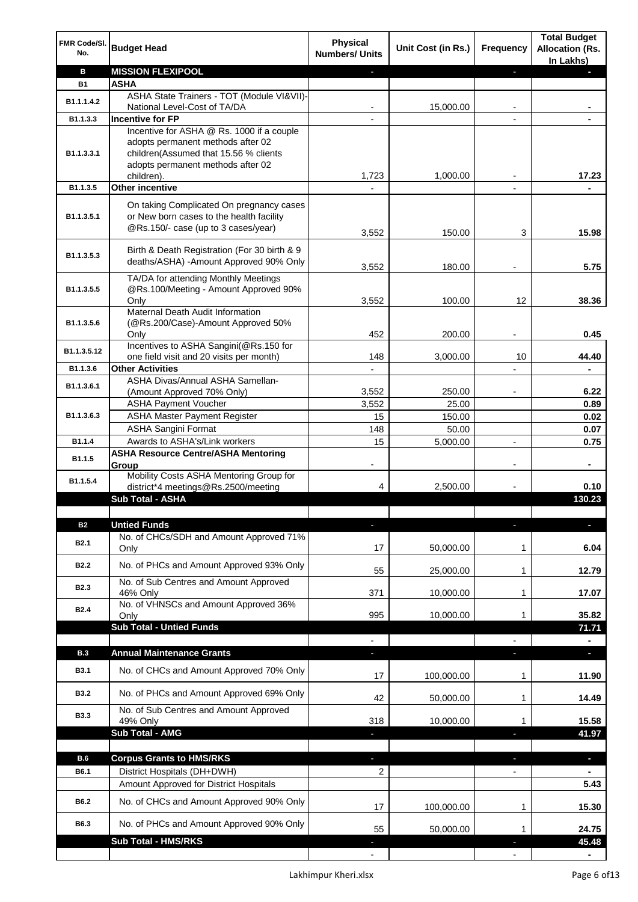| FMR Code/Sl. No. | Budget Head | Physical Numbers/ Units | Unit Cost (in Rs.) | Frequency | Total Budget Allocation (Rs. In Lakhs) |
|---|---|---|---|---|---|
| **B** | **MISSION FLEXIPOOL** | - | | - | - |
| **B1** | **ASHA** | | | | |
| B1.1.1.4.2 | ASHA State Trainers - TOT (Module VI&VII)-National Level-Cost of TA/DA | - | 15,000.00 | - | - |
| B1.1.3.3 | **Incentive for FP** | - | | - | - |
| B1.1.3.3.1 | Incentive for ASHA @ Rs. 1000 if a couple adopts permanent methods after 02 children(Assumed that 15.56 % clients adopts permanent methods after 02 children). | 1,723 | 1,000.00 | - | 17.23 |
| B1.1.3.5 | **Other incentive** | - | | - | - |
| B1.1.3.5.1 | On taking Complicated On pregnancy cases or New born cases to the health facility @Rs.150/- case (up to 3 cases/year) | 3,552 | 150.00 | 3 | 15.98 |
| B1.1.3.5.3 | Birth & Death Registration (For 30 birth & 9 deaths/ASHA) -Amount Approved 90% Only | 3,552 | 180.00 | - | 5.75 |
| B1.1.3.5.5 | TA/DA for attending Monthly Meetings @Rs.100/Meeting - Amount Approved 90% Only | 3,552 | 100.00 | 12 | 38.36 |
| B1.1.3.5.6 | Maternal Death Audit Information (@Rs.200/Case)-Amount Approved 50% Only | 452 | 200.00 | - | 0.45 |
| B1.1.3.5.12 | Incentives to ASHA Sangini(@Rs.150 for one field visit and 20 visits per month) | 148 | 3,000.00 | 10 | 44.40 |
| B1.1.3.6 | **Other Activities** | - | | - | - |
| B1.1.3.6.1 | ASHA Divas/Annual ASHA Samellan-(Amount Approved 70% Only) | 3,552 | 250.00 | - | 6.22 |
| B1.1.3.6.3 | ASHA Payment Voucher | 3,552 | 25.00 | | 0.89 |
| | ASHA Master Payment Register | 15 | 150.00 | | 0.02 |
| | ASHA Sangini Format | 148 | 50.00 | | 0.07 |
| B1.1.4 | Awards to ASHA's/Link workers | 15 | 5,000.00 | - | 0.75 |
| B1.1.5 | **ASHA Resource Centre/ASHA Mentoring Group** | - | | - | - |
| B1.1.5.4 | Mobility Costs ASHA Mentoring Group for district*4 meetings@Rs.2500/meeting | 4 | 2,500.00 | - | 0.10 |
| | **Sub Total - ASHA** | | | | **130.23** |
| | | | | | |
| **B2** | **Untied Funds** | - | | - | - |
| B2.1 | No. of CHCs/SDH and Amount Approved 71% Only | 17 | 50,000.00 | 1 | 6.04 |
| B2.2 | No. of PHCs and Amount Approved 93% Only | 55 | 25,000.00 | 1 | 12.79 |
| B2.3 | No. of Sub Centres and Amount Approved 46% Only | 371 | 10,000.00 | 1 | 17.07 |
| B2.4 | No. of VHNSCs and Amount Approved 36% Only | 995 | 10,000.00 | 1 | 35.82 |
| | **Sub Total - Untied Funds** | | | | **71.71** |
| | | - | | - | - |
| **B.3** | **Annual Maintenance Grants** | - | | - | - |
| B3.1 | No. of CHCs and Amount Approved 70% Only | 17 | 100,000.00 | 1 | 11.90 |
| B3.2 | No. of PHCs and Amount Approved 69% Only | 42 | 50,000.00 | 1 | 14.49 |
| B3.3 | No. of Sub Centres and Amount Approved 49% Only | 318 | 10,000.00 | 1 | 15.58 |
| | **Sub Total - AMG** | - | | - | **41.97** |
| | | | | | |
| **B.6** | **Corpus Grants to HMS/RKS** | - | | - | - |
| B6.1 | District Hospitals (DH+DWH) | 2 | | - | - |
| | Amount Approved for District Hospitals | | | | 5.43 |
| B6.2 | No. of CHCs and Amount Approved 90% Only | 17 | 100,000.00 | 1 | 15.30 |
| B6.3 | No. of PHCs and Amount Approved 90% Only | 55 | 50,000.00 | 1 | 24.75 |
| | **Sub Total - HMS/RKS** | - | | - | **45.48** |
| | | - | | - | - |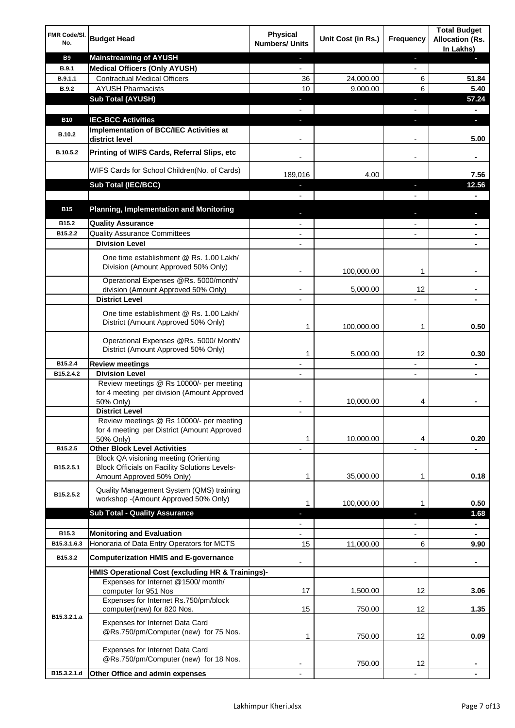| FMR Code/Sl. No. | Budget Head | Physical Numbers/ Units | Unit Cost (in Rs.) | Frequency | Total Budget Allocation (Rs. In Lakhs) |
|---|---|---|---|---|---|
| B9 | **Mainstreaming of AYUSH** | - | | - | - |
| B.9.1 | **Medical Officers (Only AYUSH)** | - | | - | |
| B.9.1.1 | Contractual Medical Officers | 36 | 24,000.00 | 6 | **51.84** |
| B.9.2 | AYUSH Pharmacists | 10 | 9,000.00 | 6 | **5.40** |
| | **Sub Total (AYUSH)** | - | | - | **57.24** |
| | | - | | - | - |
| B10 | **IEC-BCC Activities** | - | | - | - |
| B.10.2 | **Implementation of BCC/IEC Activities at district level** | - | | - | **5.00** |
| B.10.5.2 | **Printing of WIFS Cards, Referral Slips, etc** | - | | - | - |
| | WIFS Cards for School Children(No. of Cards) | 189,016 | 4.00 | | **7.56** |
| | **Sub Total (IEC/BCC)** | - | | - | **12.56** |
| | | - | | - | - |
| B15 | **Planning, Implementation and Monitoring** | - | | - | - |
| B15.2 | **Quality Assurance** | - | | - | - |
| B15.2.2 | Quality Assurance Committees | - | | - | - |
| | **Division Level** | - | | | - |
| | One time establishment @ Rs. 1.00 Lakh/ Division (Amount Approved 50% Only) | - | 100,000.00 | 1 | - |
| | Operational Expenses @Rs. 5000/month/ division (Amount Approved 50% Only) | - | 5,000.00 | 12 | - |
| | **District Level** | - | | - | - |
| | One time establishment @ Rs. 1.00 Lakh/ District (Amount Approved 50% Only) | 1 | 100,000.00 | 1 | **0.50** |
| | Operational Expenses @Rs. 5000/ Month/ District (Amount Approved 50% Only) | 1 | 5,000.00 | 12 | **0.30** |
| B15.2.4 | **Review meetings** | - | | - | - |
| B15.2.4.2 | **Division Level** | - | | - | - |
| | Review meetings @ Rs 10000/- per meeting for 4 meeting per division (Amount Approved 50% Only) | - | 10,000.00 | 4 | - |
| | **District Level** | - | | | |
| | Review meetings @ Rs 10000/- per meeting for 4 meeting per District (Amount Approved 50% Only) | 1 | 10,000.00 | 4 | **0.20** |
| B15.2.5 | **Other Block Level Activities** | - | | - | - |
| B15.2.5.1 | Block QA visioning meeting (Orienting Block Officials on Facility Solutions Levels-Amount Approved 50% Only) | 1 | 35,000.00 | 1 | **0.18** |
| B15.2.5.2 | Quality Management System (QMS) training workshop -(Amount Approved 50% Only) | 1 | 100,000.00 | 1 | **0.50** |
| | **Sub Total - Quality Assurance** | - | | - | **1.68** |
| | | - | | - | - |
| B15.3 | **Monitoring and Evaluation** | - | | - | - |
| B15.3.1.6.3 | Honoraria of Data Entry Operators for MCTS | 15 | 11,000.00 | 6 | **9.90** |
| B15.3.2 | **Computerization HMIS and E-governance** | - | | - | - |
| | **HMIS Operational Cost (excluding HR & Trainings)-** | | | | |
| B15.3.2.1.a | Expenses for Internet @1500/ month/ computer for 951 Nos | 17 | 1,500.00 | 12 | **3.06** |
| | Expenses for Internet Rs.750/pm/block computer(new) for 820 Nos. | 15 | 750.00 | 12 | **1.35** |
| | Expenses for Internet Data Card @Rs.750/pm/Computer (new) for 75 Nos. | 1 | 750.00 | 12 | **0.09** |
| | Expenses for Internet Data Card @Rs.750/pm/Computer (new) for 18 Nos. | - | 750.00 | 12 | - |
| B15.3.2.1.d | **Other Office and admin expenses** | - | | - | - |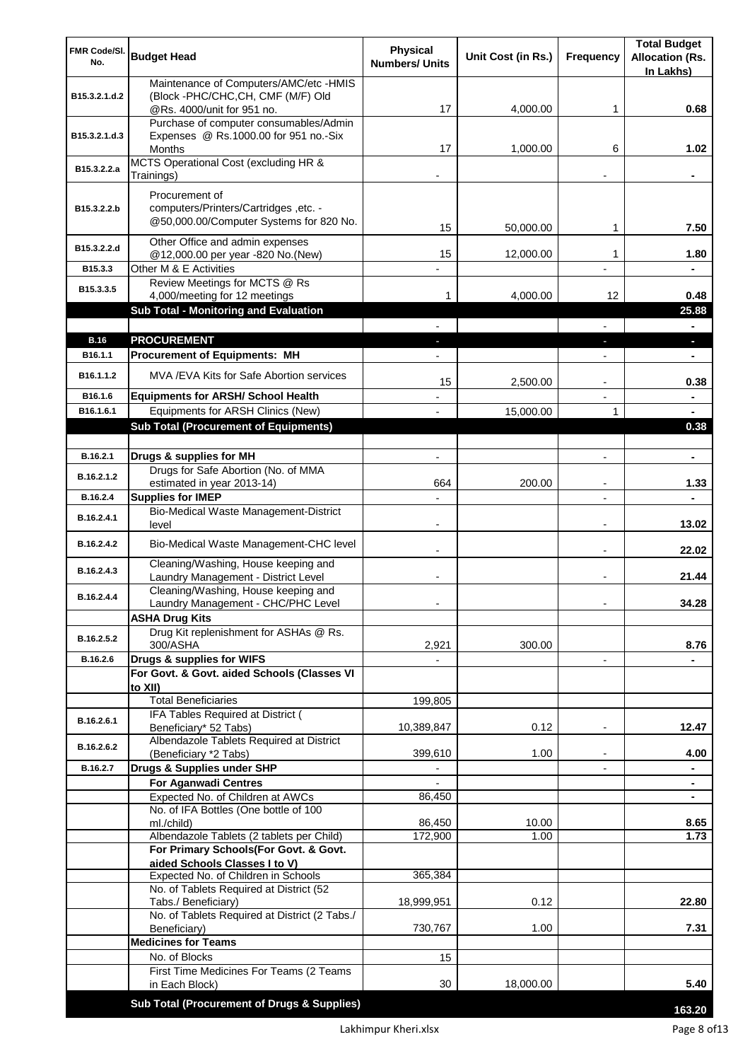| FMR Code/Sl. No. | Budget Head | Physical Numbers/ Units | Unit Cost (in Rs.) | Frequency | Total Budget Allocation (Rs. In Lakhs) |
|---|---|---|---|---|---|
| B15.3.2.1.d.2 | Maintenance of Computers/AMC/etc -HMIS (Block -PHC/CHC,CH, CMF (M/F) Old @Rs. 4000/unit for 951 no. | 17 | 4,000.00 | 1 | 0.68 |
| B15.3.2.1.d.3 | Purchase of computer consumables/Admin Expenses @ Rs.1000.00 for 951 no.-Six Months | 17 | 1,000.00 | 6 | 1.02 |
| B15.3.2.2.a | MCTS Operational Cost (excluding HR & Trainings) | - | | - | - |
| B15.3.2.2.b | Procurement of computers/Printers/Cartridges ,etc. - @50,000.00/Computer Systems for 820 No. | 15 | 50,000.00 | 1 | 7.50 |
| B15.3.2.2.d | Other Office and admin expenses @12,000.00 per year -820 No.(New) | 15 | 12,000.00 | 1 | 1.80 |
| B15.3.3 | Other M & E Activities | - | | - | - |
| B15.3.3.5 | Review Meetings for MCTS @ Rs 4,000/meeting for 12 meetings | 1 | 4,000.00 | 12 | 0.48 |
| | **Sub Total - Monitoring and Evaluation** | | | | **25.88** |
| | | - | | - | - |
| **B.16** | **PROCUREMENT** | - | | - | - |
| B16.1.1 | **Procurement of Equipments: MH** | - | | - | - |
| B16.1.1.2 | MVA /EVA Kits for Safe Abortion services | 15 | 2,500.00 | - | 0.38 |
| B16.1.6 | **Equipments for ARSH/ School Health** | - | | - | - |
| B16.1.6.1 | Equipments for ARSH Clinics (New) | - | 15,000.00 | 1 | - |
| | **Sub Total (Procurement of Equipments)** | | | | **0.38** |
| | | | | | |
| B.16.2.1 | **Drugs & supplies for MH** | - | | - | - |
| B.16.2.1.2 | Drugs for Safe Abortion (No. of MMA estimated in year 2013-14) | 664 | 200.00 | - | 1.33 |
| B.16.2.4 | **Supplies for IMEP** | - | | - | - |
| B.16.2.4.1 | Bio-Medical Waste Management-District level | - | | - | 13.02 |
| B.16.2.4.2 | Bio-Medical Waste Management-CHC level | - | | - | 22.02 |
| B.16.2.4.3 | Cleaning/Washing, House keeping and Laundry Management - District Level | - | | - | 21.44 |
| B.16.2.4.4 | Cleaning/Washing, House keeping and Laundry Management - CHC/PHC Level | - | | - | 34.28 |
| | **ASHA Drug Kits** | | | | |
| B.16.2.5.2 | Drug Kit replenishment for ASHAs @ Rs. 300/ASHA | 2,921 | 300.00 | | 8.76 |
| B.16.2.6 | **Drugs & supplies for WIFS** | - | | - | - |
| | **For Govt. & Govt. aided Schools (Classes VI to XII)** | | | | |
| | Total Beneficiaries | 199,805 | | | |
| B.16.2.6.1 | IFA Tables Required at District ( Beneficiary* 52 Tabs) | 10,389,847 | 0.12 | - | 12.47 |
| B.16.2.6.2 | Albendazole Tablets Required at District (Beneficiary *2 Tabs) | 399,610 | 1.00 | - | 4.00 |
| B.16.2.7 | **Drugs & Supplies under SHP** | - | | - | - |
| | **For Aganwadi Centres** | - | | | - |
| | Expected No. of Children at AWCs | 86,450 | | | - |
| | No. of IFA Bottles (One bottle of 100 ml./child) | 86,450 | 10.00 | | 8.65 |
| | Albendazole Tablets (2 tablets per Child) | 172,900 | 1.00 | | 1.73 |
| | **For Primary Schools(For Govt. & Govt. aided Schools Classes I to V)** | | | | |
| | Expected No. of Children in Schools | 365,384 | | | |
| | No. of Tablets Required at District (52 Tabs./ Beneficiary) | 18,999,951 | 0.12 | | 22.80 |
| | No. of Tablets Required at District (2 Tabs./ Beneficiary) | 730,767 | 1.00 | | 7.31 |
| | **Medicines for Teams** | | | | |
| | No. of Blocks | 15 | | | |
| | First Time Medicines For Teams (2 Teams in Each Block) | 30 | 18,000.00 | | 5.40 |
| | **Sub Total (Procurement of Drugs & Supplies)** | | | | **163.20** |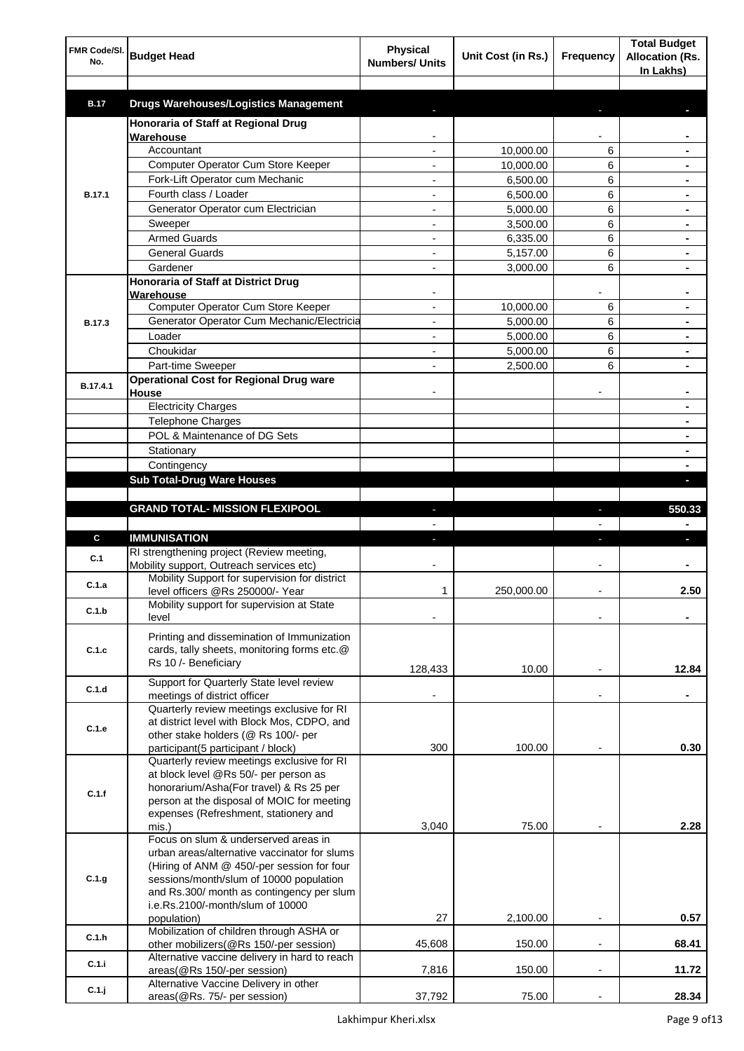| FMR Code/Sl. No. | Budget Head | Physical Numbers/ Units | Unit Cost (in Rs.) | Frequency | Total Budget Allocation (Rs. In Lakhs) |
|---|---|---|---|---|---|
| | | | | | |
| **B.17** | **Drugs Warehouses/Logistics Management** | - | | - | - |
| B.17.1 | **Honoraria of Staff at Regional Drug Warehouse** | - | | - | - |
| | Accountant | - | 10,000.00 | 6 | - |
| | Computer Operator Cum Store Keeper | - | 10,000.00 | 6 | - |
| | Fork-Lift Operator cum Mechanic | - | 6,500.00 | 6 | - |
| | Fourth class / Loader | - | 6,500.00 | 6 | - |
| | Generator Operator cum Electrician | - | 5,000.00 | 6 | - |
| | Sweeper | - | 3,500.00 | 6 | - |
| | Armed Guards | - | 6,335.00 | 6 | - |
| | General Guards | - | 5,157.00 | 6 | - |
| | Gardener | - | 3,000.00 | 6 | - |
| B.17.3 | **Honoraria of Staff at District Drug Warehouse** | - | | - | - |
| | Computer Operator Cum Store Keeper | - | 10,000.00 | 6 | - |
| | Generator Operator Cum Mechanic/Electricia | - | 5,000.00 | 6 | - |
| | Loader | - | 5,000.00 | 6 | - |
| | Choukidar | - | 5,000.00 | 6 | - |
| | Part-time Sweeper | - | 2,500.00 | 6 | - |
| B.17.4.1 | **Operational Cost for Regional Drug ware House** | - | | - | - |
| | Electricity Charges | | | | - |
| | Telephone Charges | | | | - |
| | POL & Maintenance of DG Sets | | | | - |
| | Stationary | | | | - |
| | Contingency | | | | - |
| | **Sub Total-Drug Ware Houses** | | | | - |
| | | | | | |
| | **GRAND TOTAL- MISSION FLEXIPOOL** | - | | - | 550.33 |
| | | - | | - | - |
| **C** | **IMMUNISATION** | - | | - | - |
| C.1 | RI strengthening project (Review meeting, Mobility support, Outreach services etc) | - | | - | - |
| C.1.a | Mobility Support for supervision for district level officers @Rs 250000/- Year | 1 | 250,000.00 | - | 2.50 |
| C.1.b | Mobility support for supervision at State level | - | | - | - |
| C.1.c | Printing and dissemination of Immunization cards, tally sheets, monitoring forms etc.@ Rs 10 /- Beneficiary | 128,433 | 10.00 | - | 12.84 |
| C.1.d | Support for Quarterly State level review meetings of district officer | - | | - | - |
| C.1.e | Quarterly review meetings exclusive for RI at district level with Block Mos, CDPO, and other stake holders (@ Rs 100/- per participant(5 participant / block) | 300 | 100.00 | - | 0.30 |
| C.1.f | Quarterly review meetings exclusive for RI at block level @Rs 50/- per person as honorarium/Asha(For travel) & Rs 25 per person at the disposal of MOIC for meeting expenses (Refreshment, stationery and mis.) | 3,040 | 75.00 | - | 2.28 |
| C.1.g | Focus on slum & underserved areas in urban areas/alternative vaccinator for slums (Hiring of ANM @ 450/-per session for four sessions/month/slum of 10000 population and Rs.300/ month as contingency per slum i.e.Rs.2100/-month/slum of 10000 population) | 27 | 2,100.00 | - | 0.57 |
| C.1.h | Mobilization of children through ASHA or other mobilizers(@Rs 150/-per session) | 45,608 | 150.00 | - | 68.41 |
| C.1.i | Alternative vaccine delivery in hard to reach areas(@Rs 150/-per session) | 7,816 | 150.00 | - | 11.72 |
| C.1.j | Alternative Vaccine Delivery in other areas(@Rs. 75/- per session) | 37,792 | 75.00 | - | 28.34 |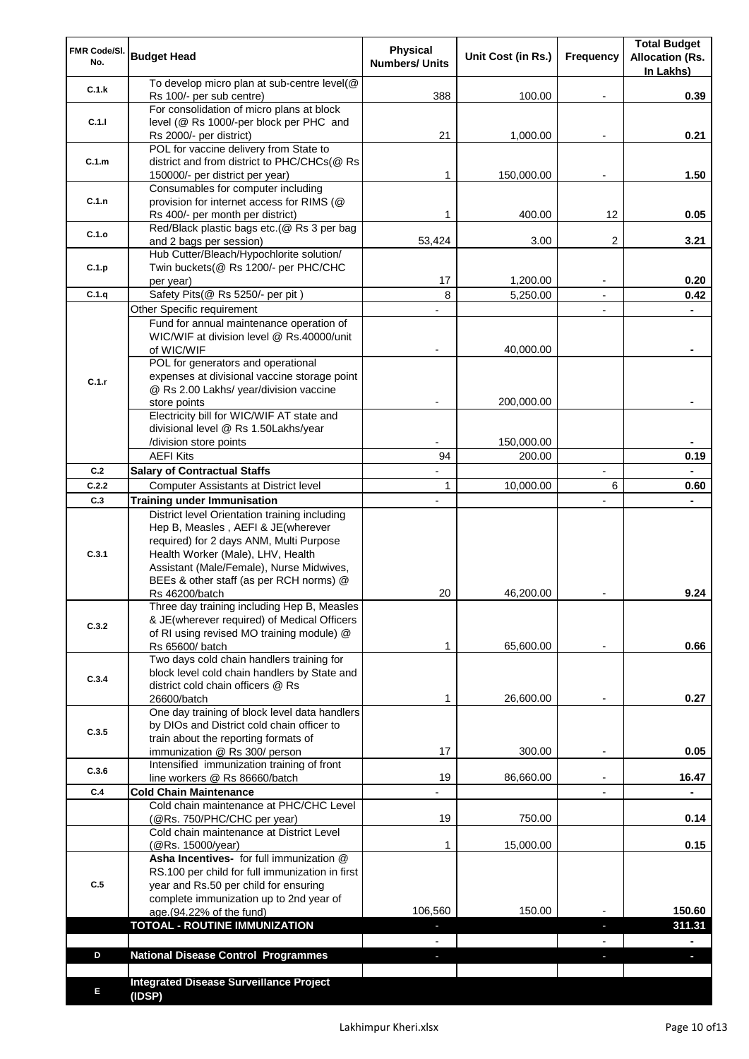| FMR Code/Sl. No. | Budget Head | Physical Numbers/ Units | Unit Cost (in Rs.) | Frequency | Total Budget Allocation (Rs. In Lakhs) |
|---|---|---|---|---|---|
| C.1.k | To develop micro plan at sub-centre level(@ Rs 100/- per sub centre) | 388 | 100.00 | - | 0.39 |
| C.1.l | For consolidation of micro plans at block level (@ Rs 1000/-per block per PHC and Rs 2000/- per district) | 21 | 1,000.00 | - | 0.21 |
| C.1.m | POL for vaccine delivery from State to district and from district to PHC/CHCs(@ Rs 150000/- per district per year) | 1 | 150,000.00 | - | 1.50 |
| C.1.n | Consumables for computer including provision for internet access for RIMS (@ Rs 400/- per month per district) | 1 | 400.00 | 12 | 0.05 |
| C.1.o | Red/Black plastic bags etc.(@ Rs 3 per bag and 2 bags per session) | 53,424 | 3.00 | 2 | 3.21 |
| C.1.p | Hub Cutter/Bleach/Hypochlorite solution/ Twin buckets(@ Rs 1200/- per PHC/CHC per year) | 17 | 1,200.00 | - | 0.20 |
| C.1.q | Safety Pits(@ Rs 5250/- per pit ) | 8 | 5,250.00 | - | 0.42 |
| C.1.r | Other Specific requirement | - | | - | - |
| | Fund for annual maintenance operation of WIC/WIF at division level @ Rs.40000/unit of WIC/WIF | - | 40,000.00 | | - |
| | POL for generators and operational expenses at divisional vaccine storage point @ Rs 2.00 Lakhs/ year/division vaccine store points | - | 200,000.00 | | - |
| | Electricity bill for WIC/WIF AT state and divisional level @ Rs 1.50Lakhs/year /division store points | - | 150,000.00 | | - |
| | AEFI Kits | 94 | 200.00 | | 0.19 |
| C.2 | **Salary of Contractual Staffs** | - | | - | - |
| C.2.2 | Computer Assistants at District level | 1 | 10,000.00 | 6 | 0.60 |
| C.3 | **Training under Immunisation** | - | | - | - |
| C.3.1 | District level Orientation training including Hep B, Measles , AEFI & JE(wherever required) for 2 days ANM, Multi Purpose Health Worker (Male), LHV, Health Assistant (Male/Female), Nurse Midwives, BEEs & other staff (as per RCH norms) @ Rs 46200/batch | 20 | 46,200.00 | - | 9.24 |
| C.3.2 | Three day training including Hep B, Measles & JE(wherever required) of Medical Officers of RI using revised MO training module) @ Rs 65600/ batch | 1 | 65,600.00 | - | 0.66 |
| C.3.4 | Two days cold chain handlers training for block level cold chain handlers by State and district cold chain officers @ Rs 26600/batch | 1 | 26,600.00 | - | 0.27 |
| C.3.5 | One day training of block level data handlers by DIOs and District cold chain officer to train about the reporting formats of immunization @ Rs 300/ person | 17 | 300.00 | - | 0.05 |
| C.3.6 | Intensified immunization training of front line workers @ Rs 86660/batch | 19 | 86,660.00 | - | 16.47 |
| C.4 | **Cold Chain Maintenance** | - | | - | - |
| | Cold chain maintenance at PHC/CHC Level (@Rs. 750/PHC/CHC per year) | 19 | 750.00 | | 0.14 |
| | Cold chain maintenance at District Level (@Rs. 15000/year) | 1 | 15,000.00 | | 0.15 |
| C.5 | **Asha Incentives-** for full immunization @ RS.100 per child for full immunization in first year and Rs.50 per child for ensuring complete immunization up to 2nd year of age.(94.22% of the fund) | 106,560 | 150.00 | - | 150.60 |
| | **TOTOAL - ROUTINE IMMUNIZATION** | - | | - | **311.31** |
| | | - | | - | - |
| **D** | **National Disease Control Programmes** | - | | - | - |
| | | | | | |
| **E** | **Integrated Disease Surveillance Project (IDSP)** | | | | |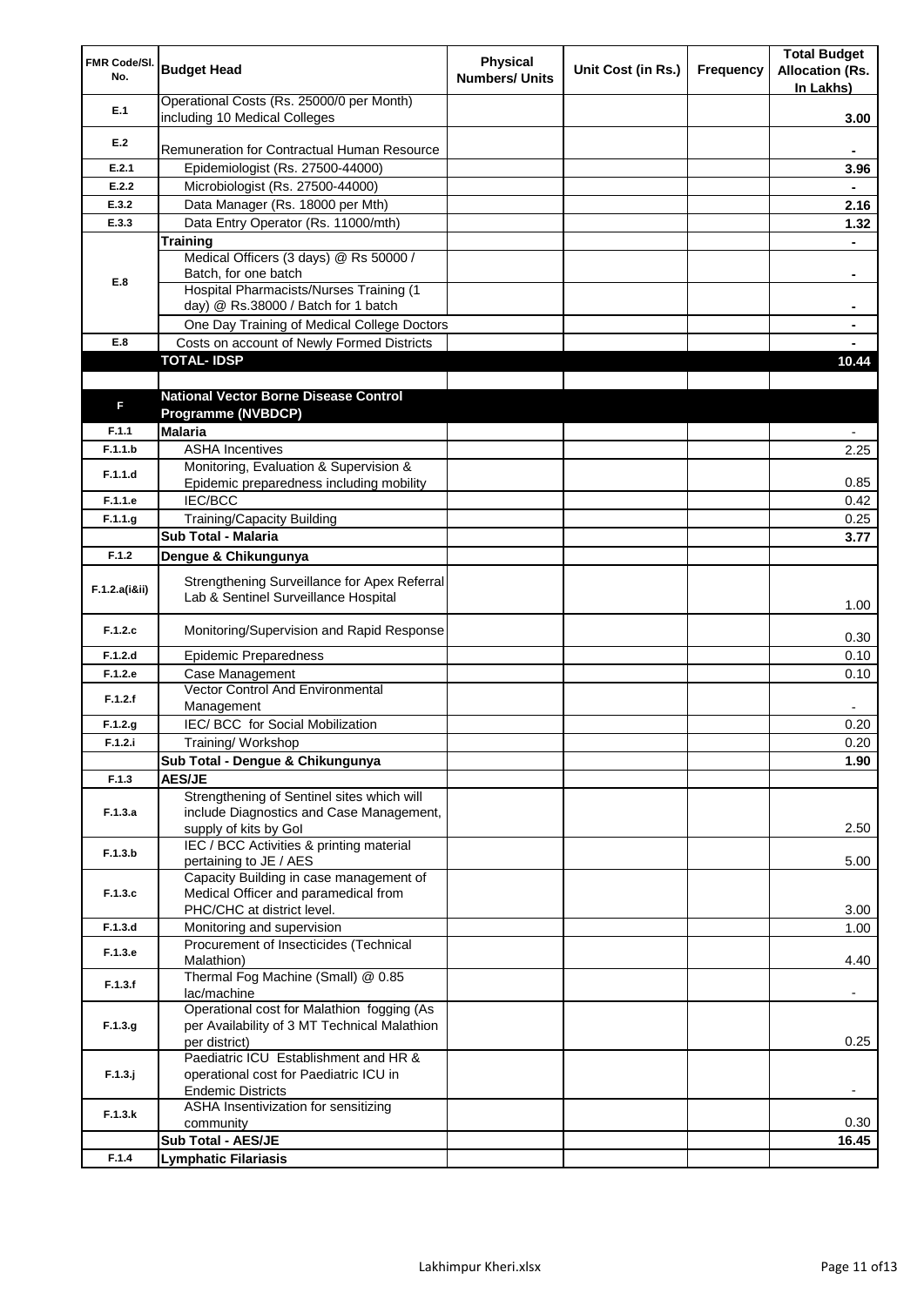| FMR Code/Sl. No. | Budget Head | Physical Numbers/ Units | Unit Cost (in Rs.) | Frequency | Total Budget Allocation (Rs. In Lakhs) |
|---|---|---|---|---|---|
| E.1 | Operational Costs (Rs. 25000/0 per Month) including 10 Medical Colleges | | | | 3.00 |
| E.2 | Remuneration for Contractual Human Resource | | | | - |
| E.2.1 | Epidemiologist (Rs. 27500-44000) | | | | 3.96 |
| E.2.2 | Microbiologist (Rs. 27500-44000) | | | | - |
| E.3.2 | Data Manager (Rs. 18000 per Mth) | | | | 2.16 |
| E.3.3 | Data Entry Operator (Rs. 11000/mth) | | | | 1.32 |
| E.8 | **Training** | | | | - |
| | Medical Officers (3 days) @ Rs 50000 / Batch, for one batch | | | | - |
| | Hospital Pharmacists/Nurses Training (1 day) @ Rs.38000 / Batch for 1 batch | | | | - |
| | One Day Training of Medical College Doctors | | | | - |
| E.8 | Costs on account of Newly Formed Districts | | | | - |
| | **TOTAL- IDSP** | | | | **10.44** |
| | | | | | |
| F | **National Vector Borne Disease Control Programme (NVBDCP)** | | | | |
| F.1.1 | **Malaria** | | | | - |
| F.1.1.b | ASHA Incentives | | | | 2.25 |
| F.1.1.d | Monitoring, Evaluation & Supervision & Epidemic preparedness including mobility | | | | 0.85 |
| F.1.1.e | IEC/BCC | | | | 0.42 |
| F.1.1.g | Training/Capacity Building | | | | 0.25 |
| | **Sub Total - Malaria** | | | | **3.77** |
| F.1.2 | **Dengue & Chikungunya** | | | | |
| F.1.2.a(i&ii) | Strengthening Surveillance for Apex Referral Lab & Sentinel Surveillance Hospital | | | | 1.00 |
| F.1.2.c | Monitoring/Supervision and Rapid Response | | | | 0.30 |
| F.1.2.d | Epidemic Preparedness | | | | 0.10 |
| F.1.2.e | Case Management | | | | 0.10 |
| F.1.2.f | Vector Control And Environmental Management | | | | - |
| F.1.2.g | IEC/ BCC for Social Mobilization | | | | 0.20 |
| F.1.2.i | Training/ Workshop | | | | 0.20 |
| | **Sub Total - Dengue & Chikungunya** | | | | **1.90** |
| F.1.3 | **AES/JE** | | | | |
| F.1.3.a | Strengthening of Sentinel sites which will include Diagnostics and Case Management, supply of kits by GoI | | | | 2.50 |
| F.1.3.b | IEC / BCC Activities & printing material pertaining to JE / AES | | | | 5.00 |
| F.1.3.c | Capacity Building in case management of Medical Officer and paramedical from PHC/CHC at district level. | | | | 3.00 |
| F.1.3.d | Monitoring and supervision | | | | 1.00 |
| F.1.3.e | Procurement of Insecticides (Technical Malathion) | | | | 4.40 |
| F.1.3.f | Thermal Fog Machine (Small) @ 0.85 lac/machine | | | | - |
| F.1.3.g | Operational cost for Malathion fogging (As per Availability of 3 MT Technical Malathion per district) | | | | 0.25 |
| F.1.3.j | Paediatric ICU Establishment and HR & operational cost for Paediatric ICU in Endemic Districts | | | | - |
| F.1.3.k | ASHA Insentivization for sensitizing community | | | | 0.30 |
| | **Sub Total - AES/JE** | | | | **16.45** |
| F.1.4 | **Lymphatic Filariasis** | | | | |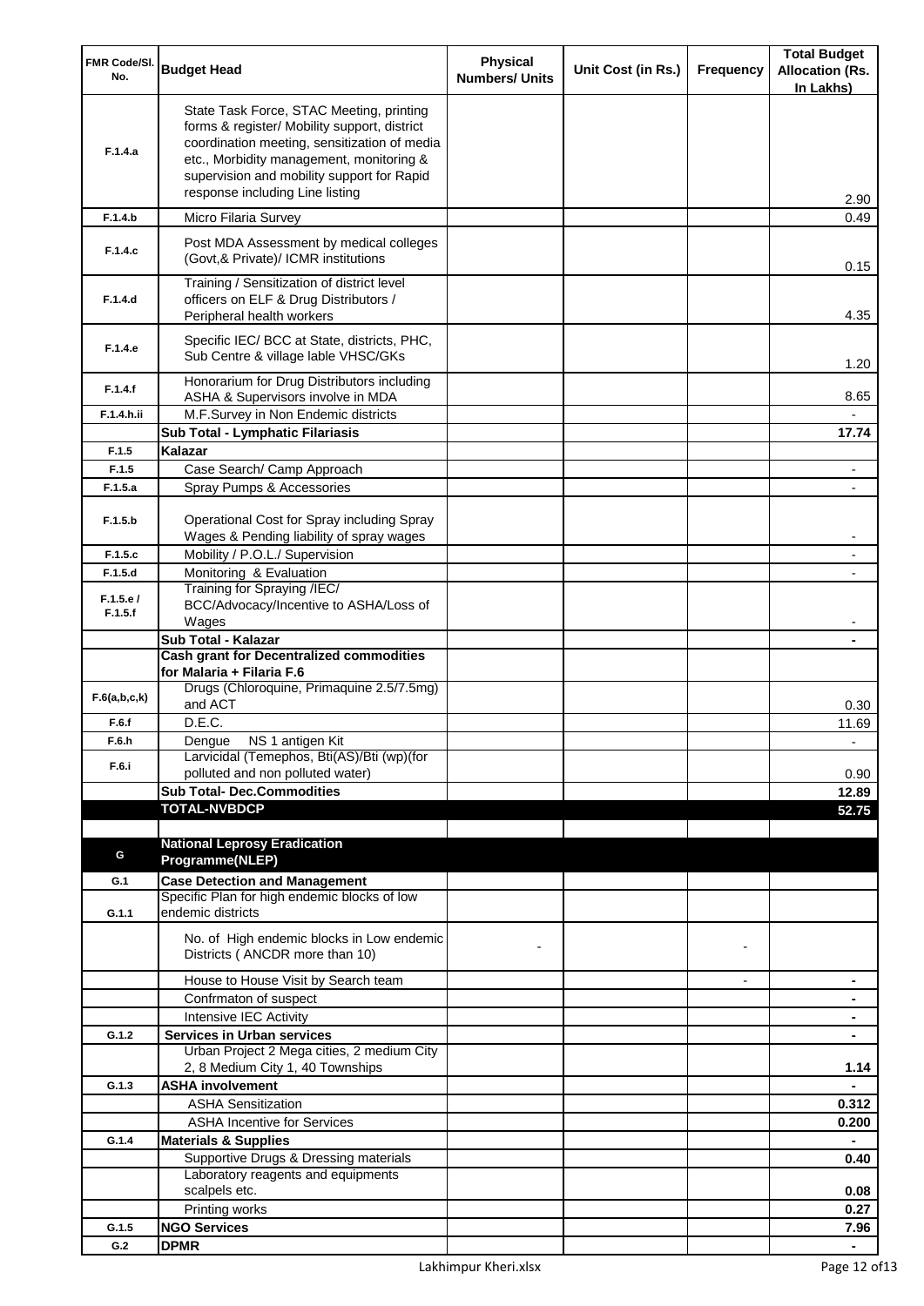| FMR Code/Sl. No. | Budget Head | Physical Numbers/ Units | Unit Cost (in Rs.) | Frequency | Total Budget Allocation (Rs. In Lakhs) |
|---|---|---|---|---|---|
| F.1.4.a | State Task Force, STAC Meeting, printing forms & register/ Mobility support, district coordination meeting, sensitization of media etc., Morbidity management, monitoring & supervision and mobility support for Rapid response including Line listing | | | | 2.90 |
| F.1.4.b | Micro Filaria Survey | | | | 0.49 |
| F.1.4.c | Post MDA Assessment by medical colleges (Govt,& Private)/ ICMR institutions | | | | 0.15 |
| F.1.4.d | Training / Sensitization of district level officers on ELF & Drug Distributors / Peripheral health workers | | | | 4.35 |
| F.1.4.e | Specific IEC/ BCC at State, districts, PHC, Sub Centre & village lable VHSC/GKs | | | | 1.20 |
| F.1.4.f | Honorarium for Drug Distributors including ASHA & Supervisors involve in MDA | | | | 8.65 |
| F.1.4.h.ii | M.F.Survey in Non Endemic districts | | | | - |
| | **Sub Total - Lymphatic Filariasis** | | | | **17.74** |
| F.1.5 | **Kalazar** | | | | |
| F.1.5 | Case Search/ Camp Approach | | | | - |
| F.1.5.a | Spray Pumps & Accessories | | | | - |
| F.1.5.b | Operational Cost for Spray including Spray Wages & Pending liability of spray wages | | | | - |
| F.1.5.c | Mobility / P.O.L./ Supervision | | | | - |
| F.1.5.d | Monitoring & Evaluation | | | | - |
| F.1.5.e / F.1.5.f | Training for Spraying /IEC/ BCC/Advocacy/Incentive to ASHA/Loss of Wages | | | | - |
| | **Sub Total - Kalazar** | | | | **-** |
| | **Cash grant for Decentralized commodities for Malaria + Filaria F.6** | | | | |
| F.6(a,b,c,k) | Drugs (Chloroquine, Primaquine 2.5/7.5mg) and ACT | | | | 0.30 |
| F.6.f | D.E.C. | | | | 11.69 |
| F.6.h | Dengue NS 1 antigen Kit | | | | - |
| F.6.i | Larvicidal (Temephos, Bti(AS)/Bti (wp)(for polluted and non polluted water) | | | | 0.90 |
| | **Sub Total- Dec.Commodities** | | | | **12.89** |
| | **TOTAL-NVBDCP** | | | | **52.75** |
| | | | | | |
| G | **National Leprosy Eradication Programme(NLEP)** | | | | |
| G.1 | **Case Detection and Management** | | | | |
| G.1.1 | Specific Plan for high endemic blocks of low endemic districts | | | | |
| | No. of High endemic blocks in Low endemic Districts ( ANCDR more than 10) | - | | - | |
| | House to House Visit by Search team | | | - | **-** |
| | Confrmaton of suspect | | | | **-** |
| | Intensive IEC Activity | | | | **-** |
| G.1.2 | **Services in Urban services** | | | | **-** |
| | Urban Project 2 Mega cities, 2 medium City 2, 8 Medium City 1, 40 Townships | | | | **1.14** |
| G.1.3 | **ASHA involvement** | | | | **-** |
| | ASHA Sensitization | | | | **0.312** |
| | ASHA Incentive for Services | | | | **0.200** |
| G.1.4 | **Materials & Supplies** | | | | **-** |
| | Supportive Drugs & Dressing materials | | | | **0.40** |
| | Laboratory reagents and equipments scalpels etc. | | | | **0.08** |
| | Printing works | | | | **0.27** |
| G.1.5 | **NGO Services** | | | | **7.96** |
| G.2 | **DPMR** | | | | **-** |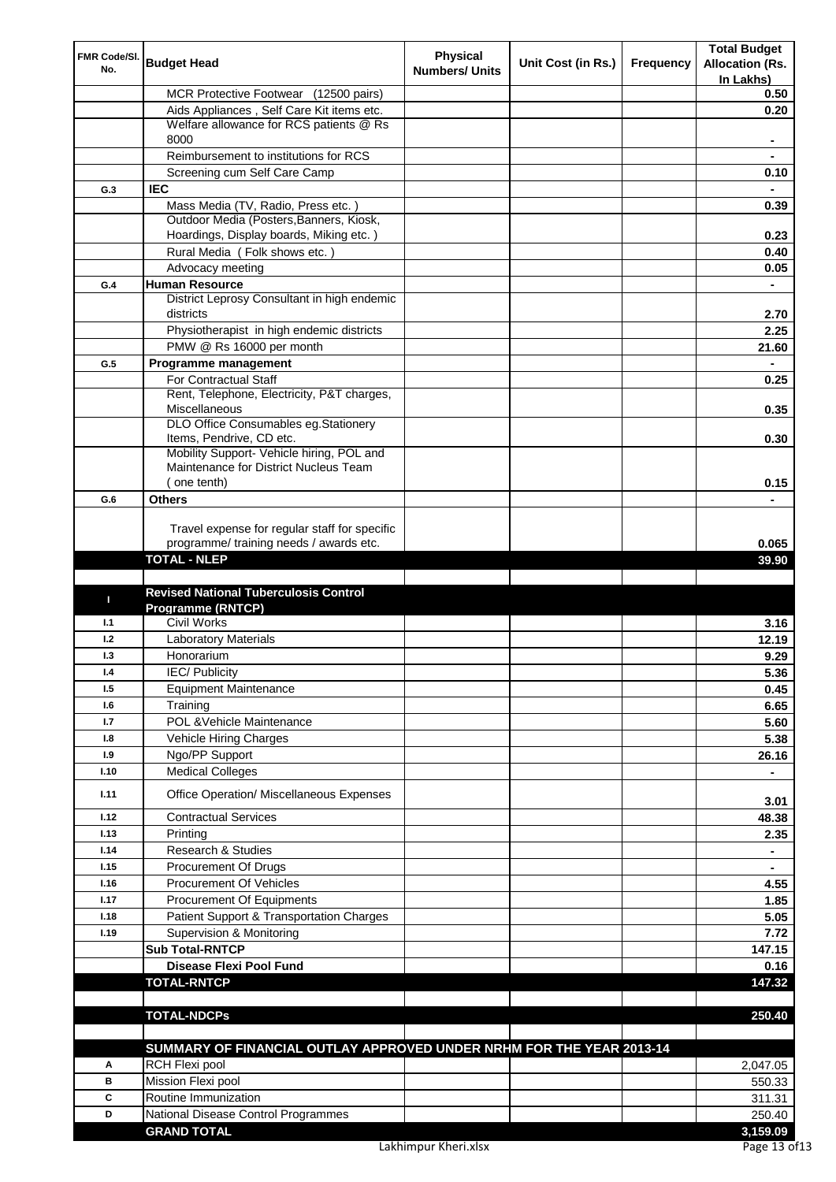| FMR Code/Sl. No. | Budget Head | Physical Numbers/ Units | Unit Cost (in Rs.) | Frequency | Total Budget Allocation (Rs. In Lakhs) |
|---|---|---|---|---|---|
| | MCR Protective Footwear (12500 pairs) | | | | 0.50 |
| | Aids Appliances , Self Care Kit items etc. | | | | 0.20 |
| | Welfare allowance for RCS patients @ Rs 8000 | | | | - |
| | Reimbursement to institutions for RCS | | | | - |
| | Screening cum Self Care Camp | | | | 0.10 |
| G.3 | **IEC** | | | | - |
| | Mass Media (TV, Radio, Press etc. ) | | | | 0.39 |
| | Outdoor Media (Posters,Banners, Kiosk, Hoardings, Display boards, Miking etc. ) | | | | 0.23 |
| | Rural Media ( Folk shows etc. ) | | | | 0.40 |
| | Advocacy meeting | | | | 0.05 |
| G.4 | **Human Resource** | | | | - |
| | District Leprosy Consultant in high endemic districts | | | | 2.70 |
| | Physiotherapist in high endemic districts | | | | 2.25 |
| | PMW @ Rs 16000 per month | | | | 21.60 |
| G.5 | **Programme management** | | | | - |
| | For Contractual Staff | | | | 0.25 |
| | Rent, Telephone, Electricity, P&T charges, Miscellaneous | | | | 0.35 |
| | DLO Office Consumables eg.Stationery Items, Pendrive, CD etc. | | | | 0.30 |
| | Mobility Support- Vehicle hiring, POL and Maintenance for District Nucleus Team ( one tenth) | | | | 0.15 |
| G.6 | **Others** | | | | - |
| | Travel expense for regular staff for specific programme/ training needs / awards etc. | | | | 0.065 |
| | **TOTAL - NLEP** | | | | **39.90** |
| | | | | | |
| I | **Revised National Tuberculosis Control Programme (RNTCP)** | | | | |
| I.1 | Civil Works | | | | 3.16 |
| I.2 | Laboratory Materials | | | | 12.19 |
| I.3 | Honorarium | | | | 9.29 |
| I.4 | IEC/ Publicity | | | | 5.36 |
| I.5 | Equipment Maintenance | | | | 0.45 |
| I.6 | Training | | | | 6.65 |
| I.7 | POL &Vehicle Maintenance | | | | 5.60 |
| I.8 | Vehicle Hiring Charges | | | | 5.38 |
| I.9 | Ngo/PP Support | | | | 26.16 |
| I.10 | Medical Colleges | | | | - |
| I.11 | Office Operation/ Miscellaneous Expenses | | | | 3.01 |
| I.12 | Contractual Services | | | | 48.38 |
| I.13 | Printing | | | | 2.35 |
| I.14 | Research & Studies | | | | - |
| I.15 | Procurement Of Drugs | | | | - |
| I.16 | Procurement Of Vehicles | | | | 4.55 |
| I.17 | Procurement Of Equipments | | | | 1.85 |
| I.18 | Patient Support & Transportation Charges | | | | 5.05 |
| I.19 | Supervision & Monitoring | | | | 7.72 |
| | **Sub Total-RNTCP** | | | | **147.15** |
| | **Disease Flexi Pool Fund** | | | | **0.16** |
| | **TOTAL-RNTCP** | | | | **147.32** |
| | | | | | |
| | **TOTAL-NDCPs** | | | | **250.40** |
| | | | | | |
| | **SUMMARY OF FINANCIAL OUTLAY APPROVED UNDER NRHM FOR THE YEAR 2013-14** | | | | |
| A | RCH Flexi pool | | | | 2,047.05 |
| B | Mission Flexi pool | | | | 550.33 |
| C | Routine Immunization | | | | 311.31 |
| D | National Disease Control Programmes | | | | 250.40 |
| | **GRAND TOTAL** | | | | **3,159.09** |

Lakhimpur Kheri.xlsx